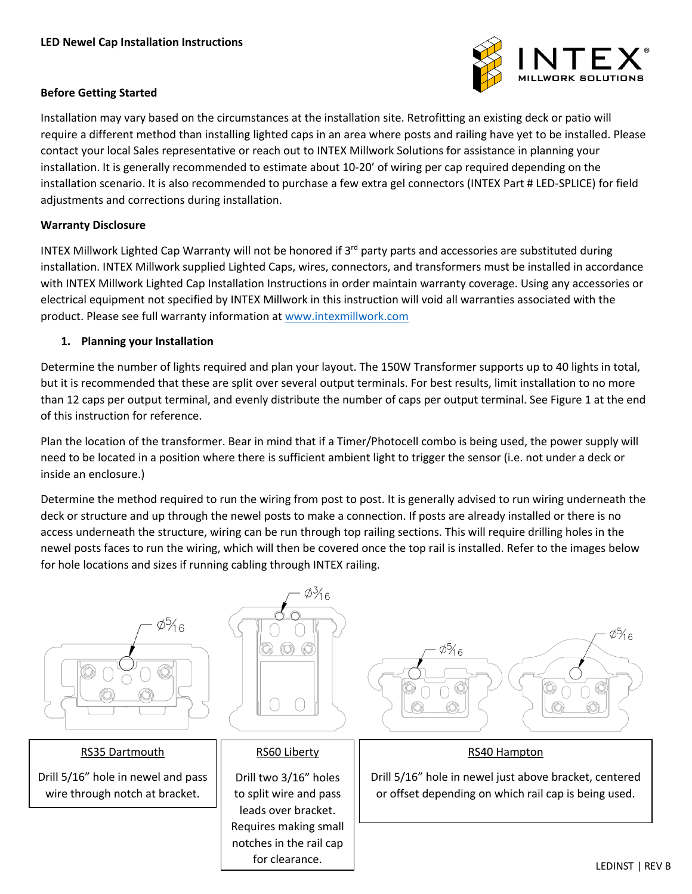**LED Newel Cap Installation Instructions**

**Before Getting Started**

Installation may vary based on the circumstances at the installation site. Retrofitting an existing deck or patio will require a different method than installing lighted caps in an area where posts and railing have yet to be installed. Please contact your local Sales representative or reach out to INTEX Millwork Solutions for assistance in planning your installation. It is generally recommended to estimate about 10-20' of wiring per cap required depending on the installation scenario. It is also recommended to purchase a few extra gel connectors (INTEX Part # LED-SPLICE) for field adjustments and corrections during installation.

**Warranty Disclosure**

INTEX Millwork Lighted Cap Warranty will not be honored if 3rd party parts and accessories are substituted during installation. INTEX Millwork supplied Lighted Caps, wires, connectors, and transformers must be installed in accordance with INTEX Millwork Lighted Cap Installation Instructions in order maintain warranty coverage. Using any accessories or electrical equipment not specified by INTEX Millwork in this instruction will void all warranties associated with the product. Please see full warranty information at www.intexmillwork.com

1. **Planning your Installation**

Determine the number of lights required and plan your layout. The 150W Transformer supports up to 40 lights in total, but it is recommended that these are split over several output terminals. For best results, limit installation to no more than 12 caps per output terminal, and evenly distribute the number of caps per output terminal. See Figure 1 at the end of this instruction for reference.

Plan the location of the transformer. Bear in mind that if a Timer/Photocell combo is being used, the power supply will need to be located in a position where there is sufficient ambient light to trigger the sensor (i.e. not under a deck or inside an enclosure.)

Determine the method required to run the wiring from post to post. It is generally advised to run wiring underneath the deck or structure and up through the newel posts to make a connection. If posts are already installed or there is no access underneath the structure, wiring can be run through top railing sections. This will require drilling holes in the newel posts faces to run the wiring, which will then be covered once the top rail is installed. Refer to the images below for hole locations and sizes if running cabling through INTEX railing.

| RS35 Dartmouth | RS60 Liberty | RS40 Hampton |
| --- | --- | --- |
| Ø5/16 | Ø3/16 | Ø5/16 / Ø5/16 |
| Drill 5/16" hole in newel and pass wire through notch at bracket. | Drill two 3/16" holes to split wire and pass leads over bracket. Requires making small notches in the rail cap for clearance. | Drill 5/16" hole in newel just above bracket, centered or offset depending on which rail cap is being used. |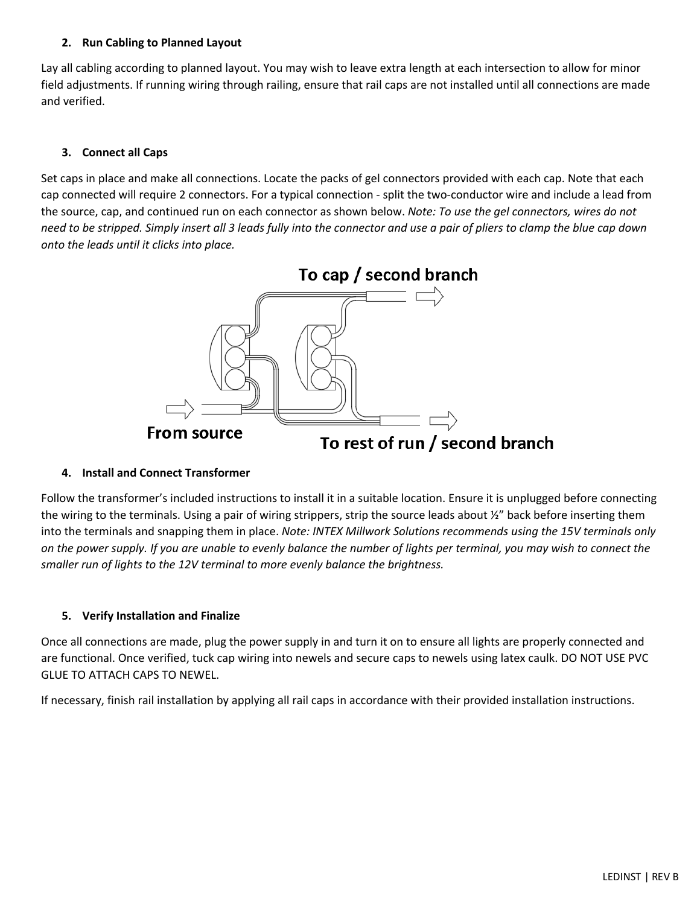2. **Run Cabling to Planned Layout**

Lay all cabling according to planned layout. You may wish to leave extra length at each intersection to allow for minor field adjustments. If running wiring through railing, ensure that rail caps are not installed until all connections are made and verified.

3. **Connect all Caps**

Set caps in place and make all connections. Locate the packs of gel connectors provided with each cap. Note that each cap connected will require 2 connectors. For a typical connection - split the two-conductor wire and include a lead from the source, cap, and continued run on each connector as shown below. *Note: To use the gel connectors, wires do not need to be stripped. Simply insert all 3 leads fully into the connector and use a pair of pliers to clamp the blue cap down onto the leads until it clicks into place.*

To cap / second branch

From source

To rest of run / second branch

4. **Install and Connect Transformer**

Follow the transformer's included instructions to install it in a suitable location. Ensure it is unplugged before connecting the wiring to the terminals. Using a pair of wiring strippers, strip the source leads about ½" back before inserting them into the terminals and snapping them in place. *Note: INTEX Millwork Solutions recommends using the 15V terminals only on the power supply. If you are unable to evenly balance the number of lights per terminal, you may wish to connect the smaller run of lights to the 12V terminal to more evenly balance the brightness.*

5. **Verify Installation and Finalize**

Once all connections are made, plug the power supply in and turn it on to ensure all lights are properly connected and are functional. Once verified, tuck cap wiring into newels and secure caps to newels using latex caulk. DO NOT USE PVC GLUE TO ATTACH CAPS TO NEWEL.

If necessary, finish rail installation by applying all rail caps in accordance with their provided installation instructions.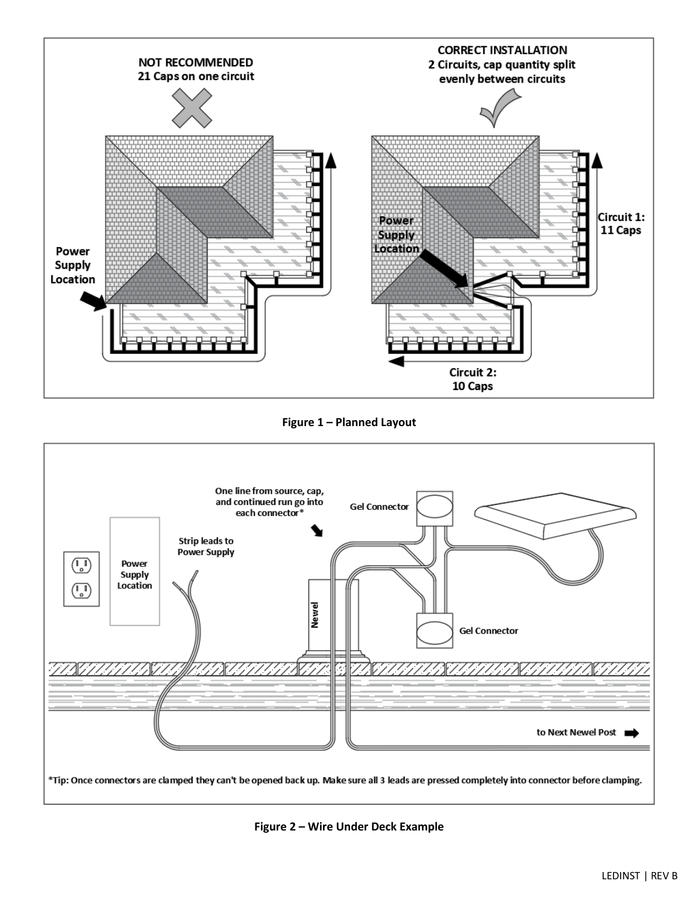NOT RECOMMENDED
21 Caps on one circuit

CORRECT INSTALLATION
2 Circuits, cap quantity split evenly between circuits

Power Supply Location

Circuit 1: 11 Caps

Circuit 2: 10 Caps

**Figure 1 – Planned Layout**

One line from source, cap, and continued run go into each connector*

Gel Connector

Strip leads to Power Supply

Power Supply Location

Newel

to Next Newel Post

*Tip: Once connectors are clamped they can't be opened back up. Make sure all 3 leads are pressed completely into connector before clamping.

**Figure 2 – Wire Under Deck Example**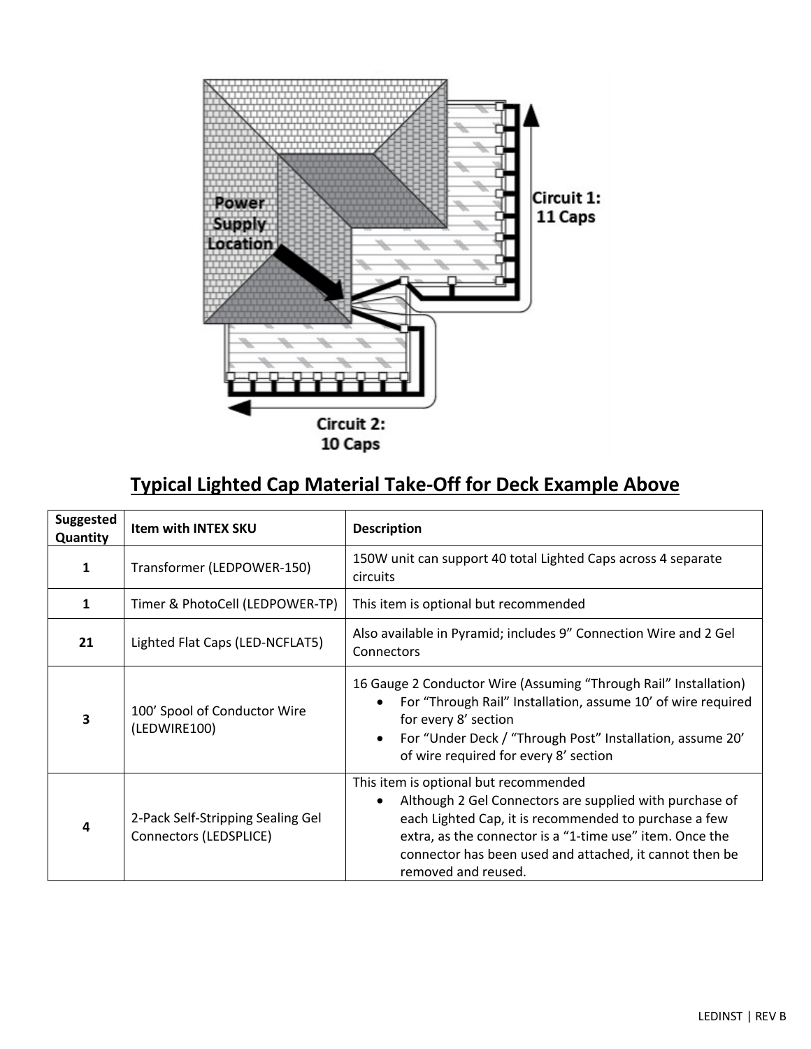Power Supply Location

Circuit 1: 11 Caps

Circuit 2: 10 Caps

## Typical Lighted Cap Material Take-Off for Deck Example Above

| Suggested Quantity | Item with INTEX SKU | Description |
|---|---|---|
| 1 | Transformer (LEDPOWER-150) | 150W unit can support 40 total Lighted Caps across 4 separate circuits |
| 1 | Timer & PhotoCell (LEDPOWER-TP) | This item is optional but recommended |
| 21 | Lighted Flat Caps (LED-NCFLAT5) | Also available in Pyramid; includes 9" Connection Wire and 2 Gel Connectors |
| 3 | 100' Spool of Conductor Wire (LEDWIRE100) | 16 Gauge 2 Conductor Wire (Assuming "Through Rail" Installation)<br>• For "Through Rail" Installation, assume 10' of wire required for every 8' section<br>• For "Under Deck / "Through Post" Installation, assume 20' of wire required for every 8' section |
| 4 | 2-Pack Self-Stripping Sealing Gel Connectors (LEDSPLICE) | This item is optional but recommended<br>• Although 2 Gel Connectors are supplied with purchase of each Lighted Cap, it is recommended to purchase a few extra, as the connector is a "1-time use" item. Once the connector has been used and attached, it cannot then be removed and reused. |

LEDINST | REV B